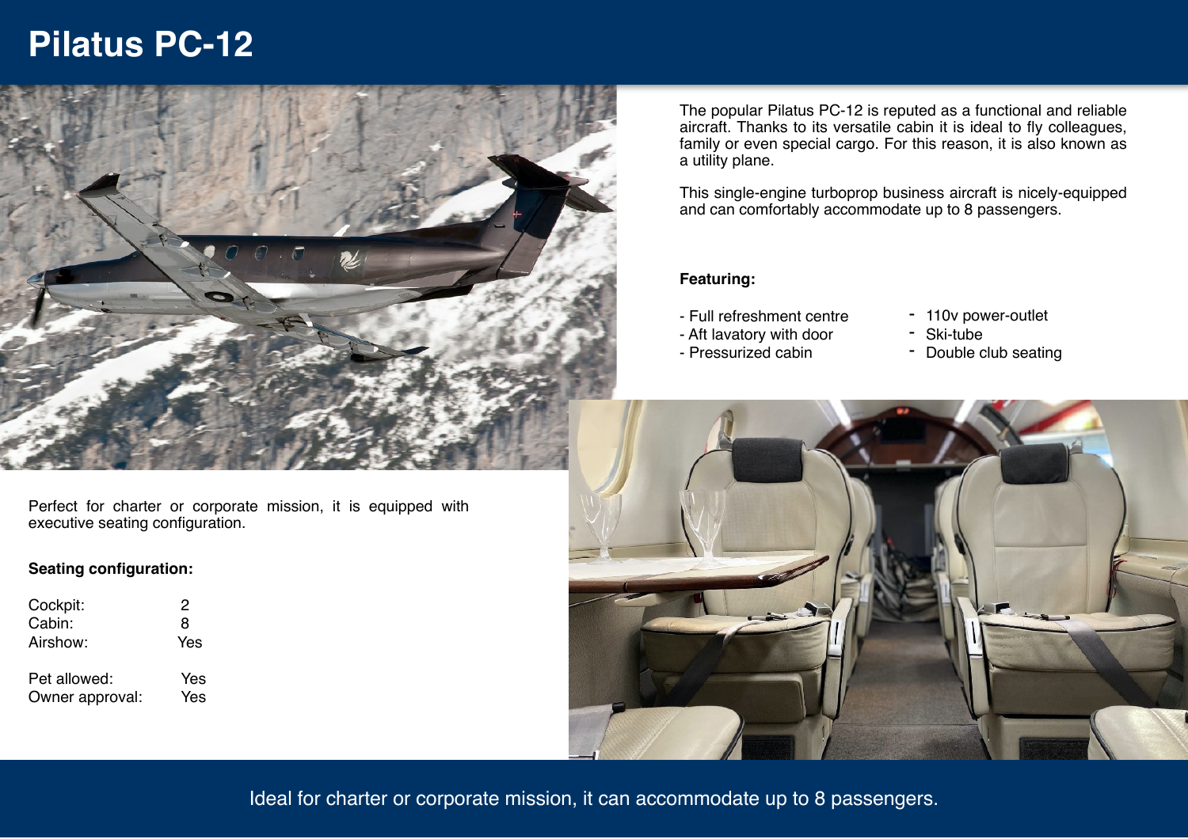# Pilatus PC-12

The popular Pilatus PC-12 is reputed as a functional and reliable aircraft. Thanks to its versatile cabin it is ideal to fly colleagues, family or even special cargo. For this reason, it is also known as a utility plane.

This single-engine turboprop business aircraft is nicely-equipped and can comfortably accommodate up to 8 passengers.

**Featuring:**

- Full refreshment centre
- Aft lavatory with door
- Pressurized cabin
- 110v power-outlet
- Ski-tube
- Double club seating

Perfect for charter or corporate mission, it is equipped with executive seating configuration.

**Seating configuration:**

| | |
|---|---|
| Cockpit: | 2 |
| Cabin: | 8 |
| Airshow: | Yes |
| Pet allowed: | Yes |
| Owner approval: | Yes |

Ideal for charter or corporate mission, it can accommodate up to 8 passengers.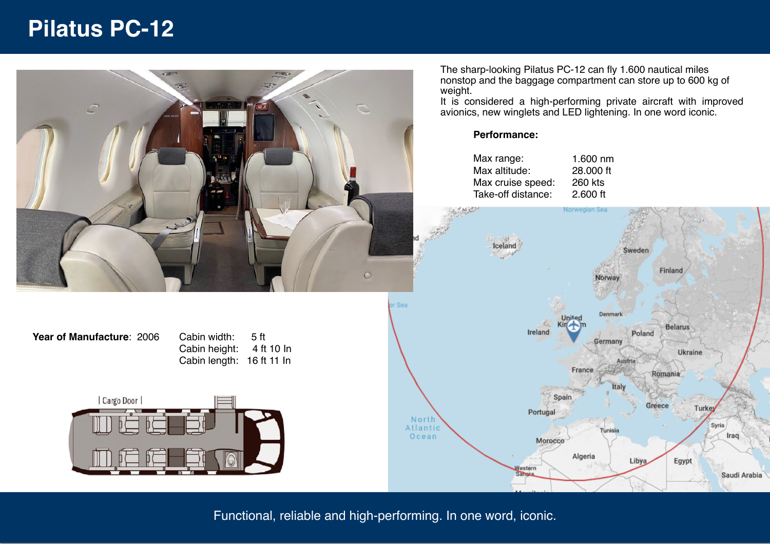# Pilatus PC-12

The sharp-looking Pilatus PC-12 can fly 1.600 nautical miles nonstop and the baggage compartment can store up to 600 kg of weight.
It is considered a high-performing private aircraft with improved avionics, new winglets and LED lightening. In one word iconic.

**Performance:**

| | |
|---|---|
| Max range: | 1.600 nm |
| Max altitude: | 28.000 ft |
| Max cruise speed: | 260 kts |
| Take-off distance: | 2.600 ft |

**Year of Manufacture**: 2006

| | |
|---|---|
| Cabin width: | 5 ft |
| Cabin height: | 4 ft 10 In |
| Cabin length: | 16 ft 11 In |

Functional, reliable and high-performing. In one word, iconic.